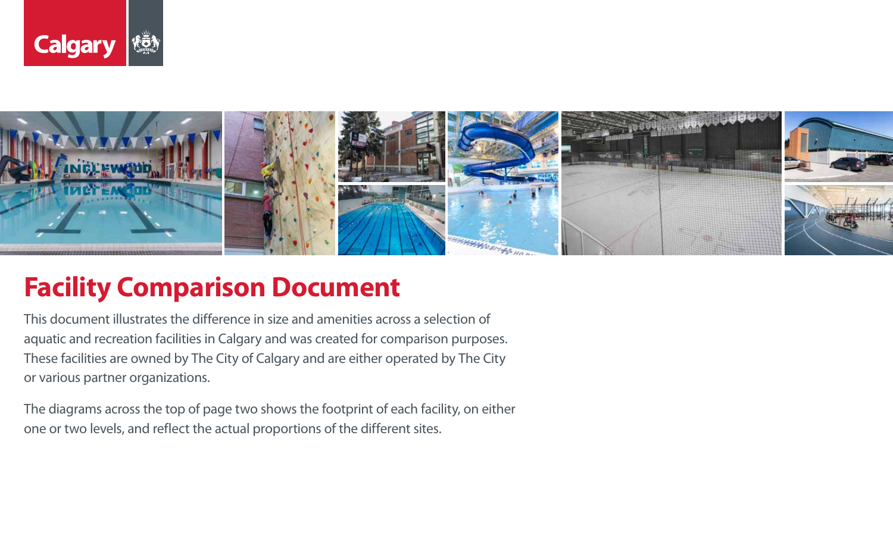# Facility Comparison Document

This document illustrates the difference in size and amenities across a selection of aquatic and recreation facilities in Calgary and was created for comparison purposes. These facilities are owned by The City of Calgary and are either operated by The City or various partner organizations.

The diagrams across the top of page two shows the footprint of each facility, on either one or two levels, and reflect the actual proportions of the different sites.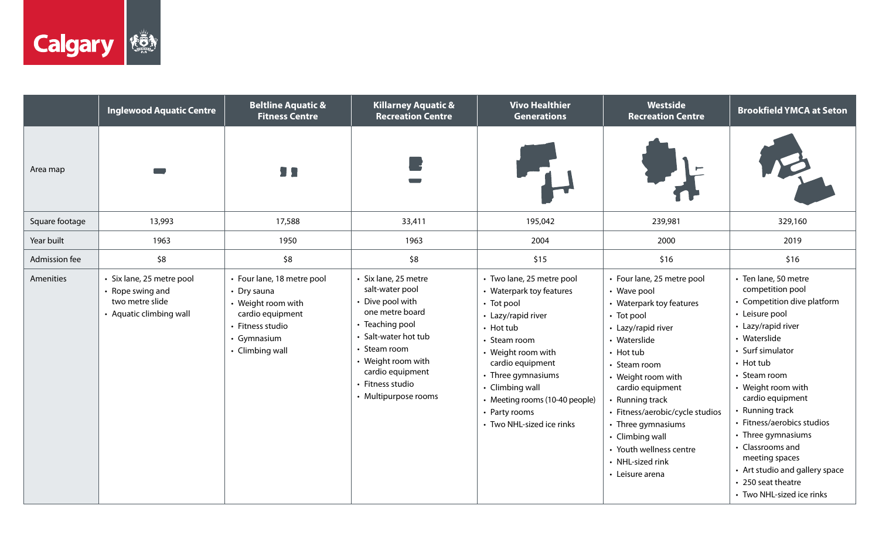| | Inglewood Aquatic Centre | Beltline Aquatic & Fitness Centre | Killarney Aquatic & Recreation Centre | Vivo Healthier Generations | Westside Recreation Centre | Brookfield YMCA at Seton |
|---|---|---|---|---|---|---|
| Area map | | | | | | |
| Square footage | 13,993 | 17,588 | 33,411 | 195,042 | 239,981 | 329,160 |
| Year built | 1963 | 1950 | 1963 | 2004 | 2000 | 2019 |
| Admission fee | $8 | $8 | $8 | $15 | $16 | $16 |
| Amenities | • Six lane, 25 metre pool<br>• Rope swing and two metre slide<br>• Aquatic climbing wall | • Four lane, 18 metre pool<br>• Dry sauna<br>• Weight room with cardio equipment<br>• Fitness studio<br>• Gymnasium<br>• Climbing wall | • Six lane, 25 metre salt-water pool<br>• Dive pool with one metre board<br>• Teaching pool<br>• Salt-water hot tub<br>• Steam room<br>• Weight room with cardio equipment<br>• Fitness studio<br>• Multipurpose rooms | • Two lane, 25 metre pool<br>• Waterpark toy features<br>• Tot pool<br>• Lazy/rapid river<br>• Hot tub<br>• Steam room<br>• Weight room with cardio equipment<br>• Three gymnasiums<br>• Climbing wall<br>• Meeting rooms (10-40 people)<br>• Party rooms<br>• Two NHL-sized ice rinks | • Four lane, 25 metre pool<br>• Wave pool<br>• Waterpark toy features<br>• Tot pool<br>• Lazy/rapid river<br>• Waterslide<br>• Hot tub<br>• Steam room<br>• Weight room with cardio equipment<br>• Running track<br>• Fitness/aerobic/cycle studios<br>• Three gymnasiums<br>• Climbing wall<br>• Youth wellness centre<br>• NHL-sized rink<br>• Leisure arena | • Ten lane, 50 metre competition pool<br>• Competition dive platform<br>• Leisure pool<br>• Lazy/rapid river<br>• Waterslide<br>• Surf simulator<br>• Hot tub<br>• Steam room<br>• Weight room with cardio equipment<br>• Running track<br>• Fitness/aerobics studios<br>• Three gymnasiums<br>• Classrooms and meeting spaces<br>• Art studio and gallery space<br>• 250 seat theatre<br>• Two NHL-sized ice rinks |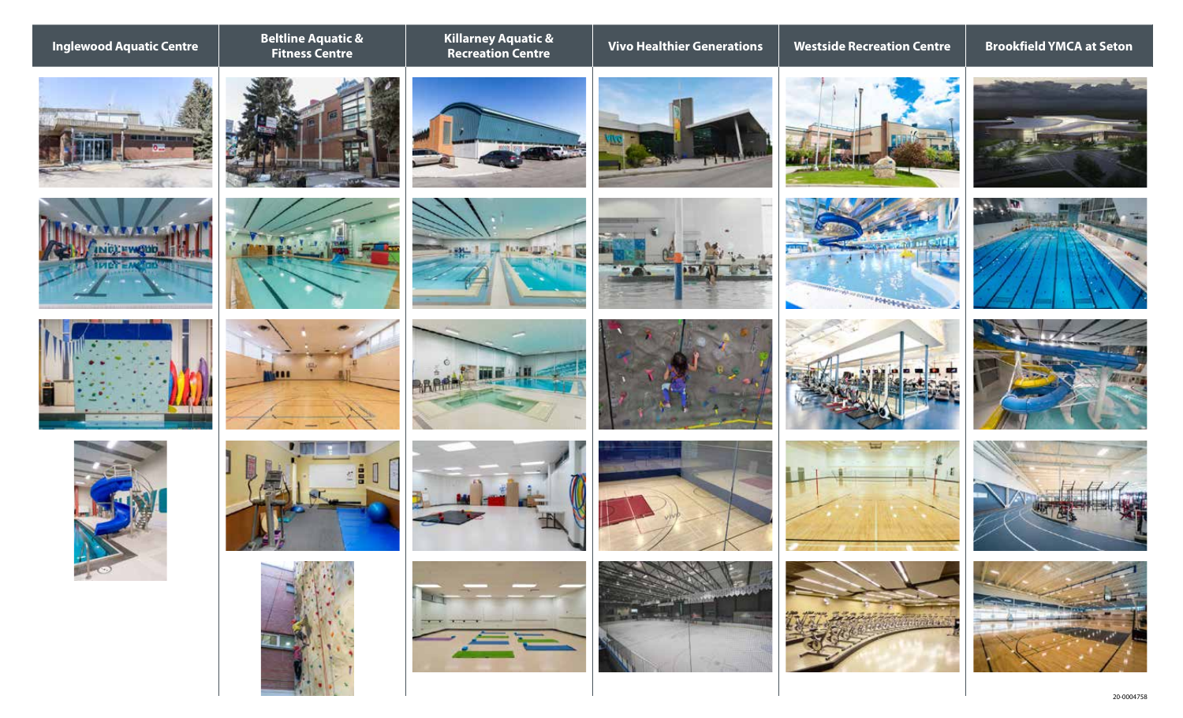| Inglewood Aquatic Centre | Beltline Aquatic & Fitness Centre | Killarney Aquatic & Recreation Centre | Vivo Healthier Generations | Westside Recreation Centre | Brookfield YMCA at Seton |
|---|---|---|---|---|---|

20-0004758